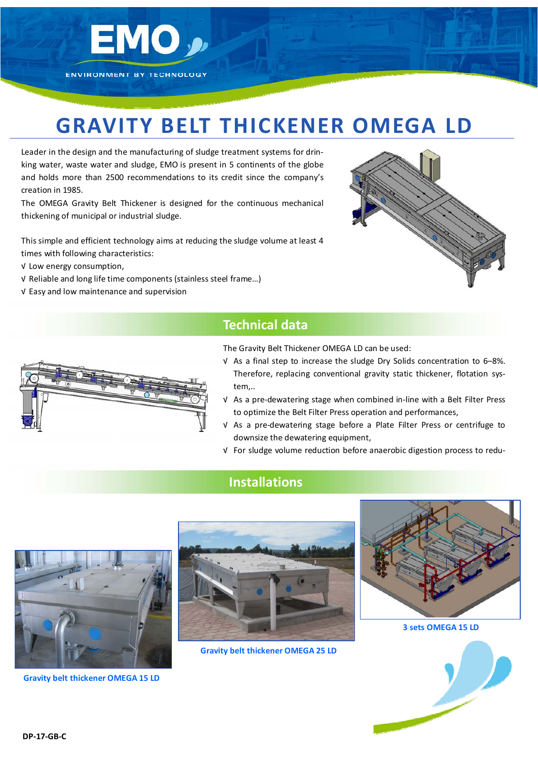EMO

ENVIRONMENT BY TECHNOLOGY

# GRAVITY BELT THICKENER OMEGA LD

Leader in the design and the manufacturing of sludge treatment systems for drinking water, waste water and sludge, EMO is present in 5 continents of the globe and holds more than 2500 recommendations to its credit since the company's creation in 1985.

The OMEGA Gravity Belt Thickener is designed for the continuous mechanical thickening of municipal or industrial sludge.

This simple and efficient technology aims at reducing the sludge volume at least 4 times with following characteristics:

√ Low energy consumption,
√ Reliable and long life time components (stainless steel frame...)
√ Easy and low maintenance and supervision

## Technical data

The Gravity Belt Thickener OMEGA LD can be used:

√ As a final step to increase the sludge Dry Solids concentration to 6–8%. Therefore, replacing conventional gravity static thickener, flotation system,..

√ As a pre-dewatering stage when combined in-line with a Belt Filter Press to optimize the Belt Filter Press operation and performances,

√ As a pre-dewatering stage before a Plate Filter Press or centrifuge to downsize the dewatering equipment,

√ For sludge volume reduction before anaerobic digestion process to redu-

## Installations

Gravity belt thickener OMEGA 15 LD

Gravity belt thickener OMEGA 25 LD

3 sets OMEGA 15 LD

DP-17-GB-C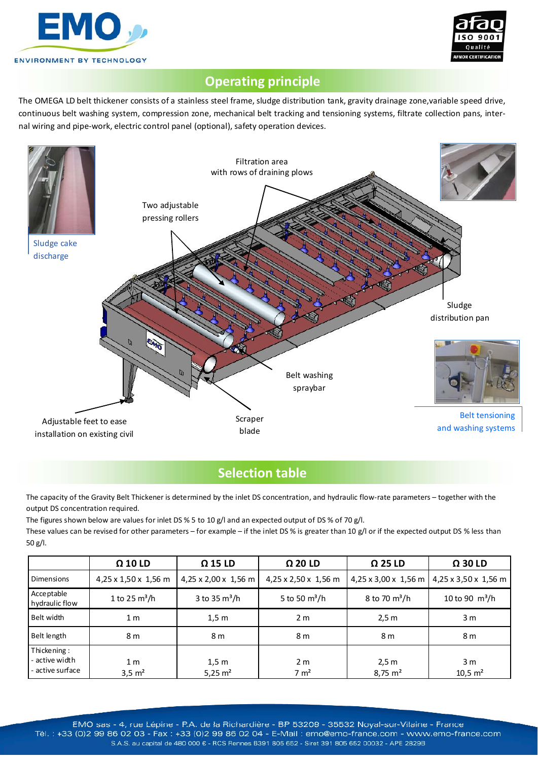## Operating principle

The OMEGA LD belt thickener consists of a stainless steel frame, sludge distribution tank, gravity drainage zone,variable speed drive, continuous belt washing system, compression zone, mechanical belt tracking and tensioning systems, filtrate collection pans, internal wiring and pipe-work, electric control panel (optional), safety operation devices.

Filtration area with rows of draining plows

Two adjustable pressing rollers

Sludge cake discharge

Sludge distribution pan

Belt washing spraybar

Scraper blade

Adjustable feet to ease installation on existing civil

Belt tensioning and washing systems

## Selection table

The capacity of the Gravity Belt Thickener is determined by the inlet DS concentration, and hydraulic flow-rate parameters – together with the output DS concentration required.

The figures shown below are values for inlet DS % 5 to 10 g/l and an expected output of DS % of 70 g/l.

These values can be revised for other parameters – for example – if the inlet DS % is greater than 10 g/l or if the expected output DS % less than 50 g/l.

| | Ω 10 LD | Ω 15 LD | Ω 20 LD | Ω 25 LD | Ω 30 LD |
|---|---|---|---|---|---|
| Dimensions | 4,25 x 1,50 x 1,56 m | 4,25 x 2,00 x 1,56 m | 4,25 x 2,50 x 1,56 m | 4,25 x 3,00 x 1,56 m | 4,25 x 3,50 x 1,56 m |
| Acceptable hydraulic flow | 1 to 25 m³/h | 3 to 35 m³/h | 5 to 50 m³/h | 8 to 70 m³/h | 10 to 90 m³/h |
| Belt width | 1 m | 1,5 m | 2 m | 2,5 m | 3 m |
| Belt length | 8 m | 8 m | 8 m | 8 m | 8 m |
| Thickening :<br>- active width<br>- active surface | 1 m<br>3,5 m² | 1,5 m<br>5,25 m² | 2 m<br>7 m² | 2,5 m<br>8,75 m² | 3 m<br>10,5 m² |

EMO sas - 4, rue Lépine - P.A. de la Richardière - BP 53209 - 35532 Noyal-sur-Vilaine - France
Tél. : +33 (0)2 99 86 02 03 - Fax : +33 (0)2 99 86 02 04 - E-Mail : emo@emo-france.com - www.emo-france.com
S.A.S. au capital de 480 000 € - RCS Rennes B391 805 652 - Siret 391 805 652 00032 - APE 2829B